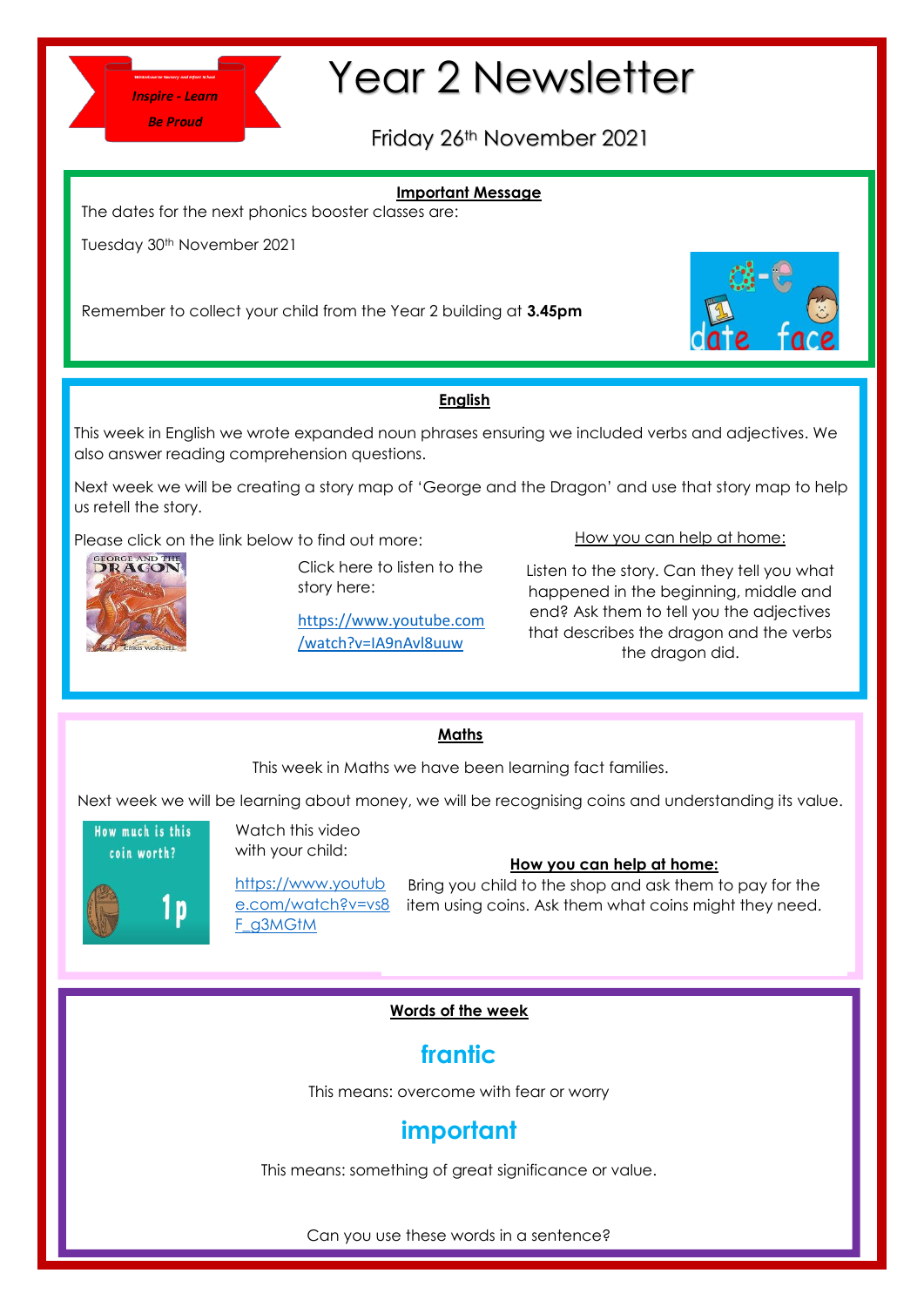Inspire - Learn

Be Proud

# Year 2 Newsletter

Friday 26th November 2021

## Important Message

The dates for the next phonics booster classes are:

Tuesday 30th November 2021

Remember to collect your child from the Year 2 building at **3.45pm**

## English

This week in English we wrote expanded noun phrases ensuring we included verbs and adjectives. We also answer reading comprehension questions.

Next week we will be creating a story map of 'George and the Dragon' and use that story map to help us retell the story.

Please click on the link below to find out more:

Click here to listen to the story here:

https://www.youtube.com/watch?v=IA9nAvl8uuw

How you can help at home:

Listen to the story. Can they tell you what happened in the beginning, middle and end? Ask them to tell you the adjectives that describes the dragon and the verbs the dragon did.

## Maths

This week in Maths we have been learning fact families.

Next week we will be learning about money, we will be recognising coins and understanding its value.

Watch this video with your child:

https://www.youtube.com/watch?v=vs8F_g3MGtM

**How you can help at home:**

Bring you child to the shop and ask them to pay for the item using coins. Ask them what coins might they need.

## Words of the week

### frantic

This means: overcome with fear or worry

### important

This means: something of great significance or value.

Can you use these words in a sentence?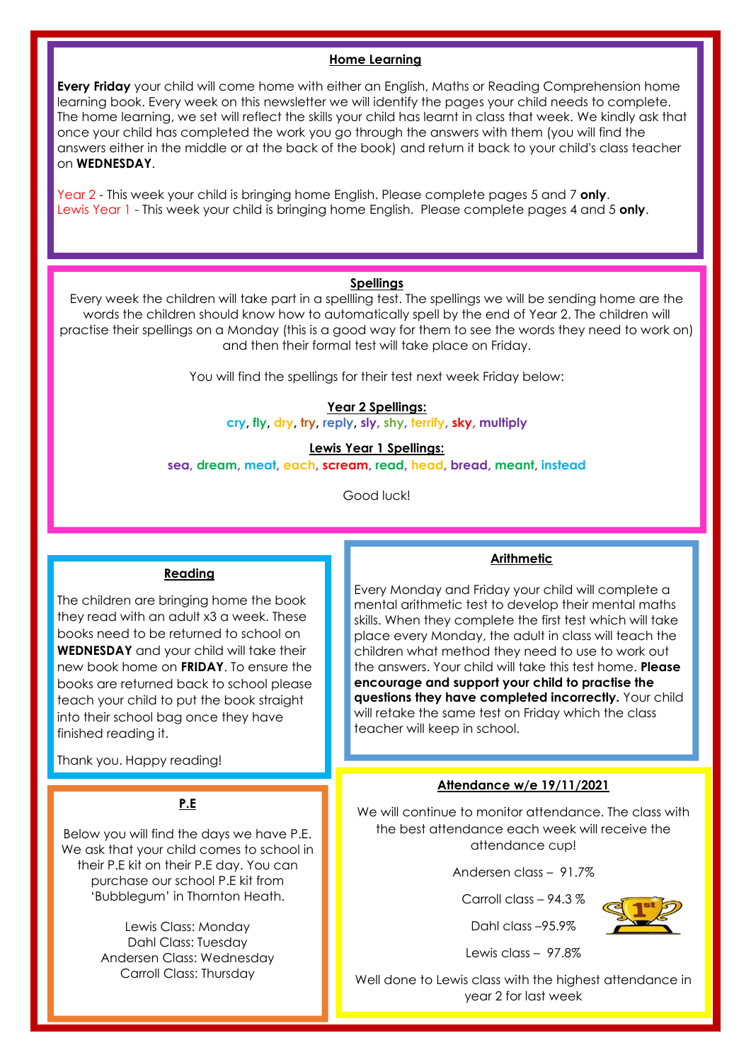## Home Learning

**Every Friday** your child will come home with either an English, Maths or Reading Comprehension home learning book. Every week on this newsletter we will identify the pages your child needs to complete. The home learning, we set will reflect the skills your child has learnt in class that week. We kindly ask that once your child has completed the work you go through the answers with them (you will find the answers either in the middle or at the back of the book) and return it back to your child's class teacher on **WEDNESDAY**.

Year 2 - This week your child is bringing home English. Please complete pages 5 and 7 **only**.
Lewis Year 1 - This week your child is bringing home English. Please complete pages 4 and 5 **only**.

## Spellings

Every week the children will take part in a spellling test. The spellings we will be sending home are the words the children should know how to automatically spell by the end of Year 2. The children will practise their spellings on a Monday (this is a good way for them to see the words they need to work on) and then their formal test will take place on Friday.

You will find the spellings for their test next week Friday below:

**Year 2 Spellings:**

**cry, fly, dry, try, reply, sly, shy, terrify, sky, multiply**

**Lewis Year 1 Spellings:**

**sea, dream, meat, each, scream, read, head, bread, meant, instead**

Good luck!

## Reading

The children are bringing home the book they read with an adult x3 a week. These books need to be returned to school on **WEDNESDAY** and your child will take their new book home on **FRIDAY**. To ensure the books are returned back to school please teach your child to put the book straight into their school bag once they have finished reading it.

Thank you. Happy reading!

## Arithmetic

Every Monday and Friday your child will complete a mental arithmetic test to develop their mental maths skills. When they complete the first test which will take place every Monday, the adult in class will teach the children what method they need to use to work out the answers. Your child will take this test home. **Please encourage and support your child to practise the questions they have completed incorrectly.** Your child will retake the same test on Friday which the class teacher will keep in school.

## P.E

Below you will find the days we have P.E. We ask that your child comes to school in their P.E kit on their P.E day. You can purchase our school P.E kit from 'Bubblegum' in Thornton Heath.

Lewis Class: Monday
Dahl Class: Tuesday
Andersen Class: Wednesday
Carroll Class: Thursday

## Attendance w/e 19/11/2021

We will continue to monitor attendance. The class with the best attendance each week will receive the attendance cup!

Andersen class – 91.7%

Carroll class – 94.3 %

Dahl class –95.9%

Lewis class – 97.8%

Well done to Lewis class with the highest attendance in year 2 for last week